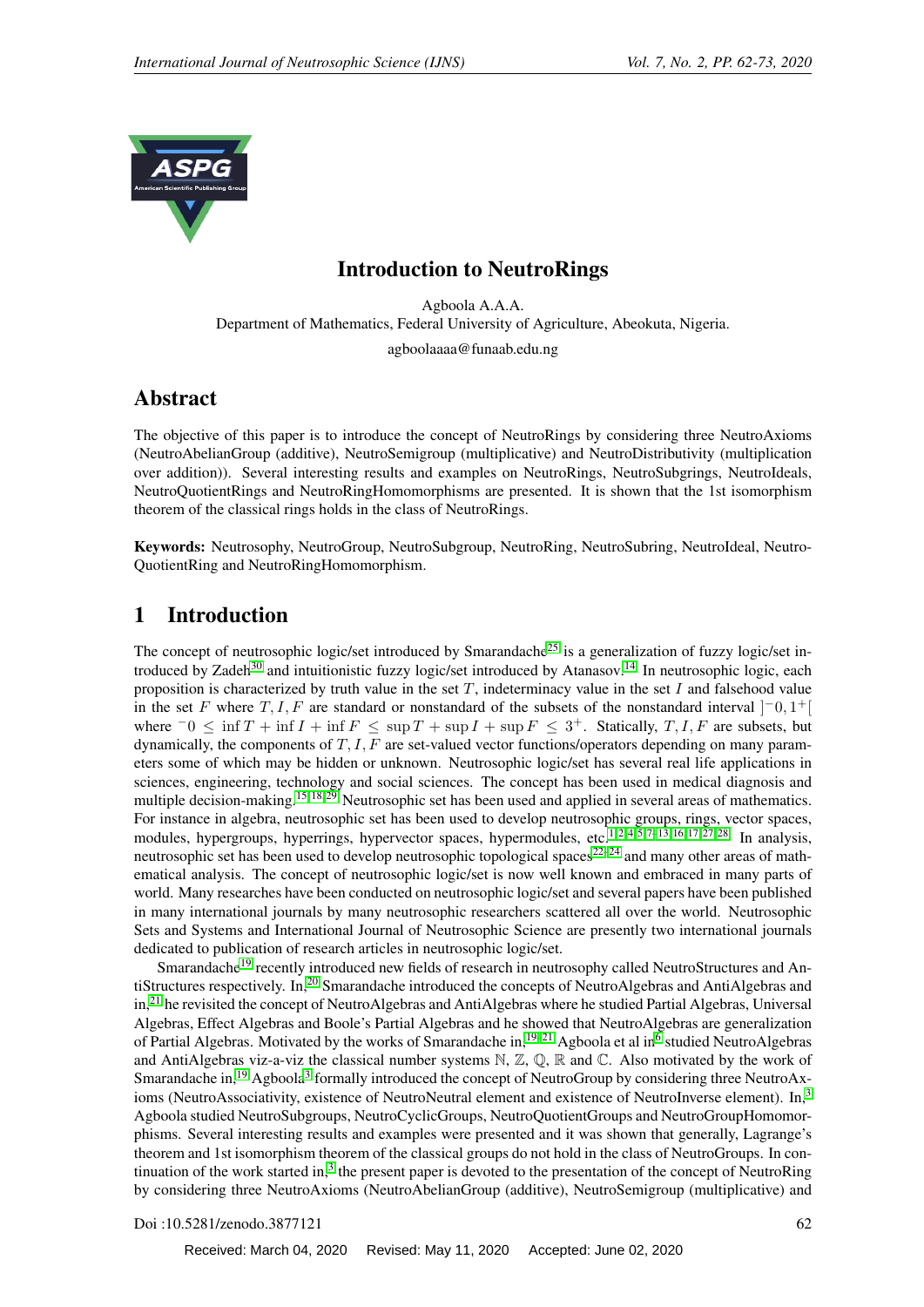# Introduction to NeutroRings

Agboola A.A.A.

Department of Mathematics, Federal University of Agriculture, Abeokuta, Nigeria.

agboolaaaa@funaab.edu.ng

## Abstract

The objective of this paper is to introduce the concept of NeutroRings by considering three NeutroAxioms (NeutroAbelianGroup (additive), NeutroSemigroup (multiplicative) and NeutroDistributivity (multiplication over addition)). Several interesting results and examples on NeutroRings, NeutroSubgrings, NeutroIdeals, NeutroQuotientRings and NeutroRingHomomorphisms are presented. It is shown that the 1st isomorphism theorem of the classical rings holds in the class of NeutroRings.

**Keywords:** Neutrosophy, NeutroGroup, NeutroSubgroup, NeutroRing, NeutroSubring, NeutroIdeal, NeutroQuotientRing and NeutroRingHomomorphism.

## 1 Introduction

The concept of neutrosophic logic/set introduced by Smarandache[25] is a generalization of fuzzy logic/set introduced by Zadeh[30] and intuitionistic fuzzy logic/set introduced by Atanasov.[14] In neutrosophic logic, each proposition is characterized by truth value in the set $T$, indeterminacy value in the set $I$ and falsehood value in the set $F$ where $T, I, F$ are standard or nonstandard of the subsets of the nonstandard interval $]^{-}0, 1^{+}[$ where $^{-}0 \leq \inf T + \inf I + \inf F \leq \sup T + \sup I + \sup F \leq 3^{+}$. Statically, $T, I, F$ are subsets, but dynamically, the components of $T, I, F$ are set-valued vector functions/operators depending on many parameters some of which may be hidden or unknown. Neutrosophic logic/set has several real life applications in sciences, engineering, technology and social sciences. The concept has been used in medical diagnosis and multiple decision-making.[15,18,29] Neutrosophic set has been used and applied in several areas of mathematics. For instance in algebra, neutrosophic set has been used to develop neutrosophic groups, rings, vector spaces, modules, hypergroups, hyperrings, hypervector spaces, hypermodules, etc.[1,2,4,5,7–13,16,17,27,28] In analysis, neutrosophic set has been used to develop neutrosophic topological spaces[22–24] and many other areas of mathematical analysis. The concept of neutrosophic logic/set is now well known and embraced in many parts of world. Many researches have been conducted on neutrosophic logic/set and several papers have been published in many international journals by many neutrosophic researchers scattered all over the world. Neutrosophic Sets and Systems and International Journal of Neutrosophic Science are presently two international journals dedicated to publication of research articles in neutrosophic logic/set.

Smarandache[19] recently introduced new fields of research in neutrosophy called NeutroStructures and AntiStructures respectively. In,[20] Smarandache introduced the concepts of NeutroAlgebras and AntiAlgebras and in,[21] he revisited the concept of NeutroAlgebras and AntiAlgebras where he studied Partial Algebras, Universal Algebras, Effect Algebras and Boole's Partial Algebras and he showed that NeutroAlgebras are generalization of Partial Algebras. Motivated by the works of Smarandache in,[19,21] Agboola et al in[6] studied NeutroAlgebras and AntiAlgebras viz-a-viz the classical number systems $\mathbb{N}$, $\mathbb{Z}$, $\mathbb{Q}$, $\mathbb{R}$ and $\mathbb{C}$. Also motivated by the work of Smarandache in,[19] Agboola[3] formally introduced the concept of NeutroGroup by considering three NeutroAxioms (NeutroAssociativity, existence of NeutroNeutral element and existence of NeutroInverse element). In,[3] Agboola studied NeutroSubgroups, NeutroCyclicGroups, NeutroQuotientGroups and NeutroGroupHomomorphisms. Several interesting results and examples were presented and it was shown that generally, Lagrange's theorem and 1st isomorphism theorem of the classical groups do not hold in the class of NeutroGroups. In continuation of the work started in,[3] the present paper is devoted to the presentation of the concept of NeutroRing by considering three NeutroAxioms (NeutroAbelianGroup (additive), NeutroSemigroup (multiplicative) and

Doi :10.5281/zenodo.3877121

Received: March 04, 2020  Revised: May 11, 2020  Accepted: June 02, 2020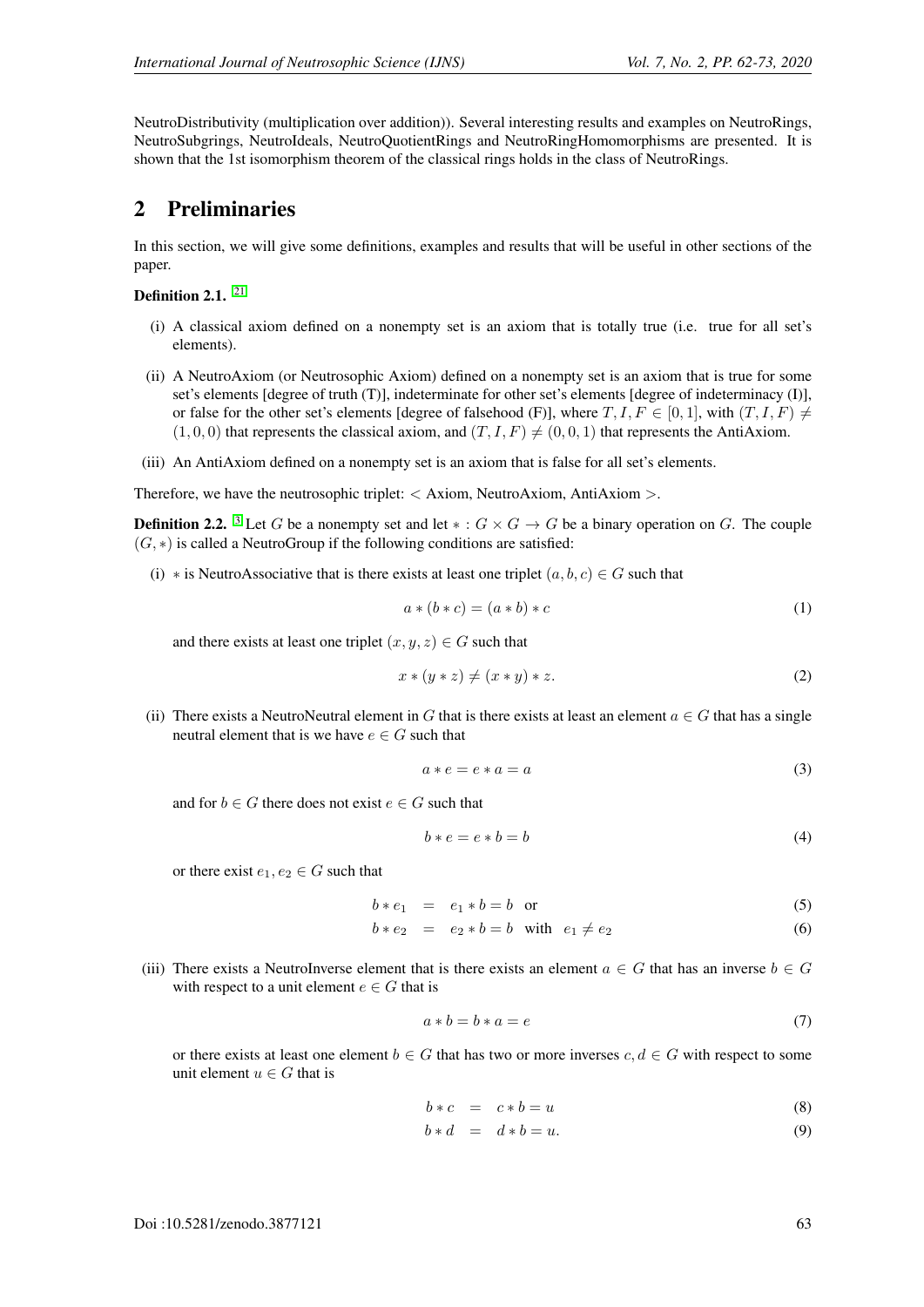NeutroDistributivity (multiplication over addition)). Several interesting results and examples on NeutroRings, NeutroSubgrings, NeutroIdeals, NeutroQuotientRings and NeutroRingHomomorphisms are presented. It is shown that the 1st isomorphism theorem of the classical rings holds in the class of NeutroRings.

## 2 Preliminaries

In this section, we will give some definitions, examples and results that will be useful in other sections of the paper.

**Definition 2.1.** [21]

(i) A classical axiom defined on a nonempty set is an axiom that is totally true (i.e. true for all set's elements).

(ii) A NeutroAxiom (or Neutrosophic Axiom) defined on a nonempty set is an axiom that is true for some set's elements [degree of truth (T)], indeterminate for other set's elements [degree of indeterminacy (I)], or false for the other set's elements [degree of falsehood (F)], where $T, I, F \in [0, 1]$, with $(T, I, F) \neq (1, 0, 0)$ that represents the classical axiom, and $(T, I, F) \neq (0, 0, 1)$ that represents the AntiAxiom.

(iii) An AntiAxiom defined on a nonempty set is an axiom that is false for all set's elements.

Therefore, we have the neutrosophic triplet: $<$ Axiom, NeutroAxiom, AntiAxiom $>$.

**Definition 2.2.** [3] Let $G$ be a nonempty set and let $* : G \times G \rightarrow G$ be a binary operation on $G$. The couple $(G, *)$ is called a NeutroGroup if the following conditions are satisfied:

(i) $*$ is NeutroAssociative that is there exists at least one triplet $(a, b, c) \in G$ such that

$$a * (b * c) = (a * b) * c \tag{1}$$

and there exists at least one triplet $(x, y, z) \in G$ such that

$$x * (y * z) \neq (x * y) * z. \tag{2}$$

(ii) There exists a NeutroNeutral element in $G$ that is there exists at least an element $a \in G$ that has a single neutral element that is we have $e \in G$ such that

$$a * e = e * a = a \tag{3}$$

and for $b \in G$ there does not exist $e \in G$ such that

$$b * e = e * b = b \tag{4}$$

or there exist $e_1, e_2 \in G$ such that

$$b * e_1 = e_1 * b = b \quad \text{or} \tag{5}$$

$$b * e_2 = e_2 * b = b \quad \text{with} \quad e_1 \neq e_2 \tag{6}$$

(iii) There exists a NeutroInverse element that is there exists an element $a \in G$ that has an inverse $b \in G$ with respect to a unit element $e \in G$ that is

$$a * b = b * a = e \tag{7}$$

or there exists at least one element $b \in G$ that has two or more inverses $c, d \in G$ with respect to some unit element $u \in G$ that is

$$b * c = c * b = u \tag{8}$$

$$b * d = d * b = u. \tag{9}$$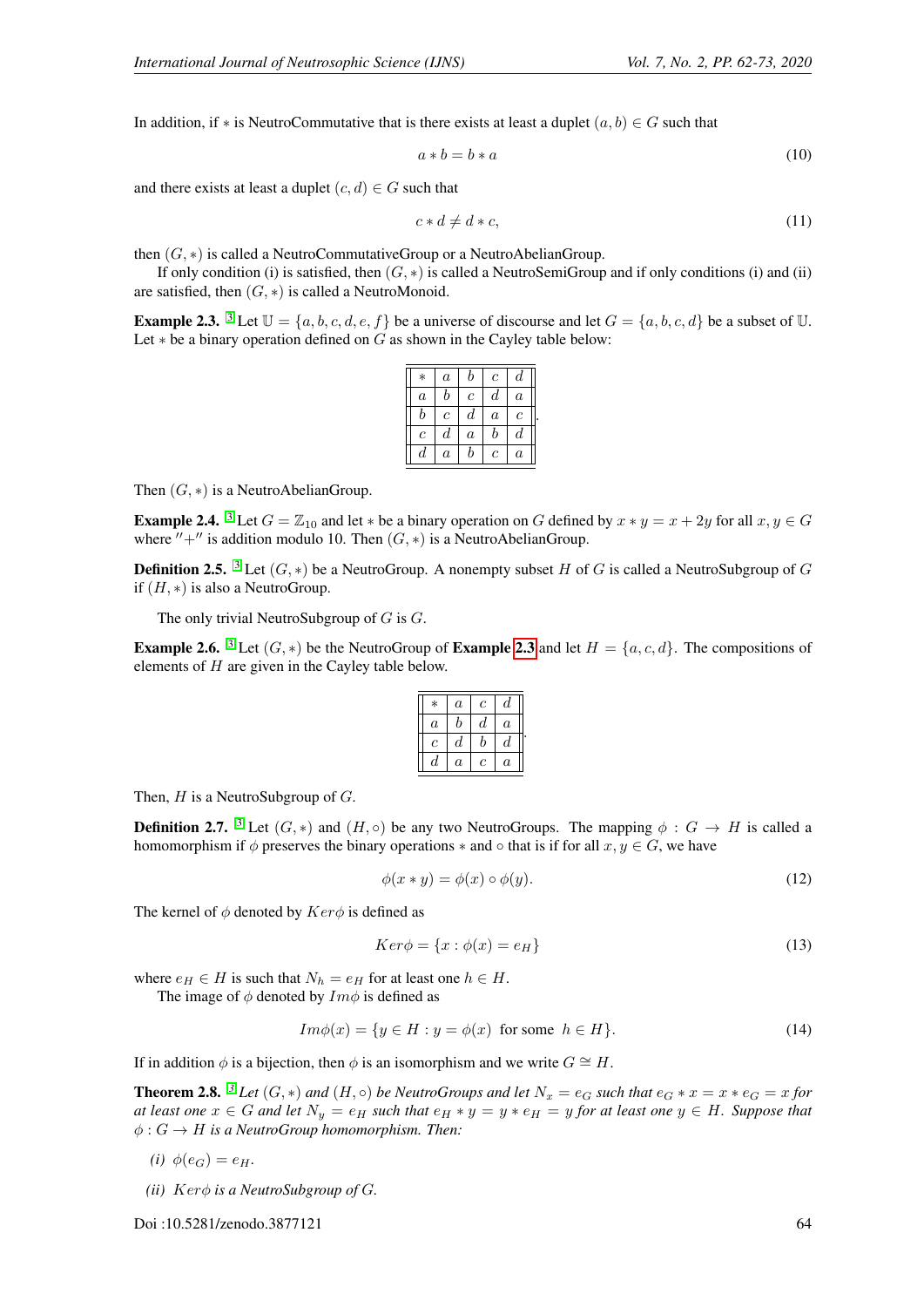In addition, if $*$ is NeutroCommutative that is there exists at least a duplet $(a, b) \in G$ such that

$$a * b = b * a \tag{10}$$

and there exists at least a duplet $(c, d) \in G$ such that

$$c * d \neq d * c, \tag{11}$$

then $(G, *)$ is called a NeutroCommutativeGroup or a NeutroAbelianGroup.

If only condition (i) is satisfied, then $(G, *)$ is called a NeutroSemiGroup and if only conditions (i) and (ii) are satisfied, then $(G, *)$ is called a NeutroMonoid.

**Example 2.3.** [3] Let $\mathbb{U} = \{a, b, c, d, e, f\}$ be a universe of discourse and let $G = \{a, b, c, d\}$ be a subset of $\mathbb{U}$. Let $*$ be a binary operation defined on $G$ as shown in the Cayley table below:

| $*$ | $a$ | $b$ | $c$ | $d$ |
|---|---|---|---|---|
| $a$ | $b$ | $c$ | $d$ | $a$ |
| $b$ | $c$ | $d$ | $a$ | $c$ |
| $c$ | $d$ | $a$ | $b$ | $d$ |
| $d$ | $a$ | $b$ | $c$ | $a$ |

Then $(G, *)$ is a NeutroAbelianGroup.

**Example 2.4.** [3] Let $G = \mathbb{Z}_{10}$ and let $*$ be a binary operation on $G$ defined by $x * y = x + 2y$ for all $x, y \in G$ where $''+''$ is addition modulo 10. Then $(G, *)$ is a NeutroAbelianGroup.

**Definition 2.5.** [3] Let $(G, *)$ be a NeutroGroup. A nonempty subset $H$ of $G$ is called a NeutroSubgroup of $G$ if $(H, *)$ is also a NeutroGroup.

The only trivial NeutroSubgroup of $G$ is $G$.

**Example 2.6.** [3] Let $(G, *)$ be the NeutroGroup of **Example 2.3** and let $H = \{a, c, d\}$. The compositions of elements of $H$ are given in the Cayley table below.

| $*$ | $a$ | $c$ | $d$ |
|---|---|---|---|
| $a$ | $b$ | $d$ | $a$ |
| $c$ | $d$ | $b$ | $d$ |
| $d$ | $a$ | $c$ | $a$ |

Then, $H$ is a NeutroSubgroup of $G$.

**Definition 2.7.** [3] Let $(G, *)$ and $(H, \circ)$ be any two NeutroGroups. The mapping $\phi : G \to H$ is called a homomorphism if $\phi$ preserves the binary operations $*$ and $\circ$ that is if for all $x, y \in G$, we have

$$\phi(x * y) = \phi(x) \circ \phi(y). \tag{12}$$

The kernel of $\phi$ denoted by $Ker\phi$ is defined as

$$Ker\phi = \{x : \phi(x) = e_H\} \tag{13}$$

where $e_H \in H$ is such that $N_h = e_H$ for at least one $h \in H$.

The image of $\phi$ denoted by $Im\phi$ is defined as

$$Im\phi(x) = \{y \in H : y = \phi(x) \text{ for some } h \in H\}. \tag{14}$$

If in addition $\phi$ is a bijection, then $\phi$ is an isomorphism and we write $G \cong H$.

**Theorem 2.8.** [3] *Let $(G, *)$ and $(H, \circ)$ be NeutroGroups and let $N_x = e_G$ such that $e_G * x = x * e_G = x$ for at least one $x \in G$ and let $N_y = e_H$ such that $e_H * y = y * e_H = y$ for at least one $y \in H$. Suppose that $\phi : G \to H$ is a NeutroGroup homomorphism. Then:*

*(i)* $\phi(e_G) = e_H$.

*(ii)* $Ker\phi$ *is a NeutroSubgroup of* $G$.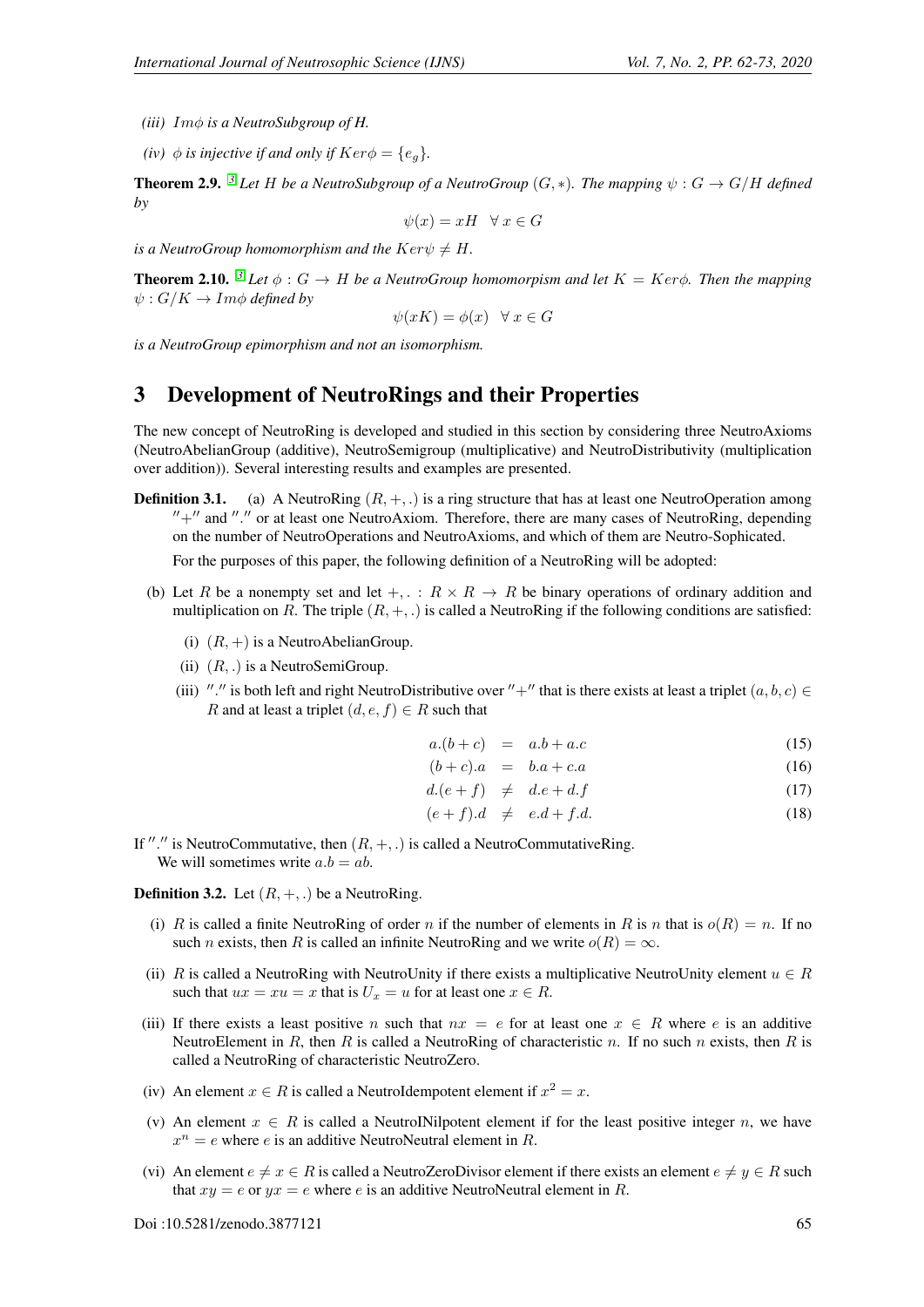*(iii) $Im\phi$ is a NeutroSubgroup of H.*

*(iv) $\phi$ is injective if and only if $Ker\phi = \{e_g\}$.*

**Theorem 2.9.** [3] *Let $H$ be a NeutroSubgroup of a NeutroGroup $(G, *)$. The mapping $\psi : G \to G/H$ defined by*

$$\psi(x) = xH \quad \forall\, x \in G$$

*is a NeutroGroup homomorphism and the $Ker\psi \neq H$.*

**Theorem 2.10.** [3] *Let $\phi : G \to H$ be a NeutroGroup homomorpism and let $K = Ker\phi$. Then the mapping $\psi : G/K \to Im\phi$ defined by*

$$\psi(xK) = \phi(x) \quad \forall\, x \in G$$

*is a NeutroGroup epimorphism and not an isomorphism.*

# 3 Development of NeutroRings and their Properties

The new concept of NeutroRing is developed and studied in this section by considering three NeutroAxioms (NeutroAbelianGroup (additive), NeutroSemigroup (multiplicative) and NeutroDistributivity (multiplication over addition)). Several interesting results and examples are presented.

**Definition 3.1.** (a) A NeutroRing $(R, +, .)$ is a ring structure that has at least one NeutroOperation among $''+''$ and $''.''$ or at least one NeutroAxiom. Therefore, there are many cases of NeutroRing, depending on the number of NeutroOperations and NeutroAxioms, and which of them are Neutro-Sophicated.

For the purposes of this paper, the following definition of a NeutroRing will be adopted:

(b) Let $R$ be a nonempty set and let $+, . : R \times R \to R$ be binary operations of ordinary addition and multiplication on $R$. The triple $(R, +, .)$ is called a NeutroRing if the following conditions are satisfied:

(i) $(R, +)$ is a NeutroAbelianGroup.

(ii) $(R, .)$ is a NeutroSemiGroup.

(iii) $''.''$ is both left and right NeutroDistributive over $''+''$ that is there exists at least a triplet $(a, b, c) \in R$ and at least a triplet $(d, e, f) \in R$ such that

$$a.(b + c) = a.b + a.c \tag{15}$$

$$(b + c).a = b.a + c.a \tag{16}$$

$$d.(e + f) \neq d.e + d.f \tag{17}$$

$$(e + f).d \neq e.d + f.d. \tag{18}$$

If $''.''$ is NeutroCommutative, then $(R, +, .)$ is called a NeutroCommutativeRing.

We will sometimes write $a.b = ab$.

**Definition 3.2.** Let $(R, +, .)$ be a NeutroRing.

(i) $R$ is called a finite NeutroRing of order $n$ if the number of elements in $R$ is $n$ that is $o(R) = n$. If no such $n$ exists, then $R$ is called an infinite NeutroRing and we write $o(R) = \infty$.

(ii) $R$ is called a NeutroRing with NeutroUnity if there exists a multiplicative NeutroUnity element $u \in R$ such that $ux = xu = x$ that is $U_x = u$ for at least one $x \in R$.

(iii) If there exists a least positive $n$ such that $nx = e$ for at least one $x \in R$ where $e$ is an additive NeutroElement in $R$, then $R$ is called a NeutroRing of characteristic $n$. If no such $n$ exists, then $R$ is called a NeutroRing of characteristic NeutroZero.

(iv) An element $x \in R$ is called a NeutroIdempotent element if $x^2 = x$.

(v) An element $x \in R$ is called a NeutroINilpotent element if for the least positive integer $n$, we have $x^n = e$ where $e$ is an additive NeutroNeutral element in $R$.

(vi) An element $e \neq x \in R$ is called a NeutroZeroDivisor element if there exists an element $e \neq y \in R$ such that $xy = e$ or $yx = e$ where $e$ is an additive NeutroNeutral element in $R$.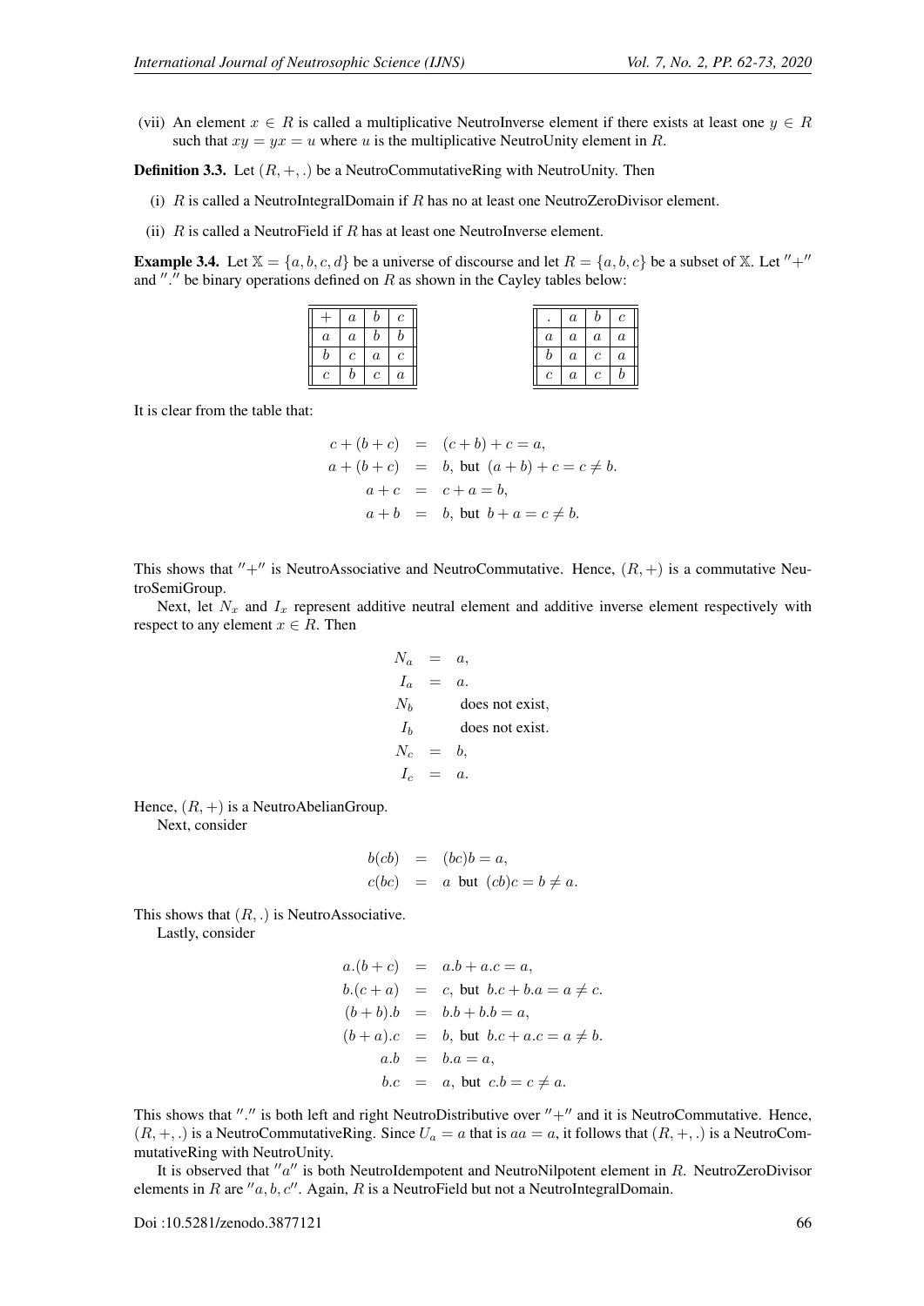(vii) An element $x \in R$ is called a multiplicative NeutroInverse element if there exists at least one $y \in R$ such that $xy = yx = u$ where $u$ is the multiplicative NeutroUnity element in $R$.

**Definition 3.3.** Let $(R, +, .)$ be a NeutroCommutativeRing with NeutroUnity. Then

(i) $R$ is called a NeutroIntegralDomain if $R$ has no at least one NeutroZeroDivisor element.

(ii) $R$ is called a NeutroField if $R$ has at least one NeutroInverse element.

**Example 3.4.** Let $\mathbb{X} = \{a, b, c, d\}$ be a universe of discourse and let $R = \{a, b, c\}$ be a subset of $\mathbb{X}$. Let $''+''$ and $''.''$ be binary operations defined on $R$ as shown in the Cayley tables below:

| $+$ | $a$ | $b$ | $c$ |
|---|---|---|---|
| $a$ | $a$ | $b$ | $b$ |
| $b$ | $c$ | $a$ | $c$ |
| $c$ | $b$ | $c$ | $a$ |

| $.$ | $a$ | $b$ | $c$ |
|---|---|---|---|
| $a$ | $a$ | $a$ | $a$ |
| $b$ | $a$ | $c$ | $a$ |
| $c$ | $a$ | $c$ | $b$ |

It is clear from the table that:

$$
\begin{aligned}
c + (b + c) &= (c + b) + c = a, \\
a + (b + c) &= b, \text{ but } (a + b) + c = c \neq b. \\
a + c &= c + a = b, \\
a + b &= b, \text{ but } b + a = c \neq b.
\end{aligned}
$$

This shows that $''+''$ is NeutroAssociative and NeutroCommutative. Hence, $(R, +)$ is a commutative NeutroSemiGroup.

Next, let $N_x$ and $I_x$ represent additive neutral element and additive inverse element respectively with respect to any element $x \in R$. Then

$$
\begin{aligned}
N_a &= a, \\
I_a &= a. \\
N_b & \quad \text{does not exist}, \\
I_b & \quad \text{does not exist}. \\
N_c &= b, \\
I_c &= a.
\end{aligned}
$$

Hence, $(R, +)$ is a NeutroAbelianGroup.

Next, consider

$$
\begin{aligned}
b(cb) &= (bc)b = a, \\
c(bc) &= a \text{ but } (cb)c = b \neq a.
\end{aligned}
$$

This shows that $(R, .)$ is NeutroAssociative.

Lastly, consider

$$
\begin{aligned}
a.(b + c) &= a.b + a.c = a, \\
b.(c + a) &= c, \text{ but } b.c + b.a = a \neq c. \\
(b + b).b &= b.b + b.b = a, \\
(b + a).c &= b, \text{ but } b.c + a.c = a \neq b. \\
a.b &= b.a = a, \\
b.c &= a, \text{ but } c.b = c \neq a.
\end{aligned}
$$

This shows that $''.''$ is both left and right NeutroDistributive over $''+''$ and it is NeutroCommutative. Hence, $(R, +, .)$ is a NeutroCommutativeRing. Since $U_a = a$ that is $aa = a$, it follows that $(R, +, .)$ is a NeutroCommutativeRing with NeutroUnity.

It is observed that $''a''$ is both NeutroIdempotent and NeutroNilpotent element in $R$. NeutroZeroDivisor elements in $R$ are $''a, b, c''$. Again, $R$ is a NeutroField but not a NeutroIntegralDomain.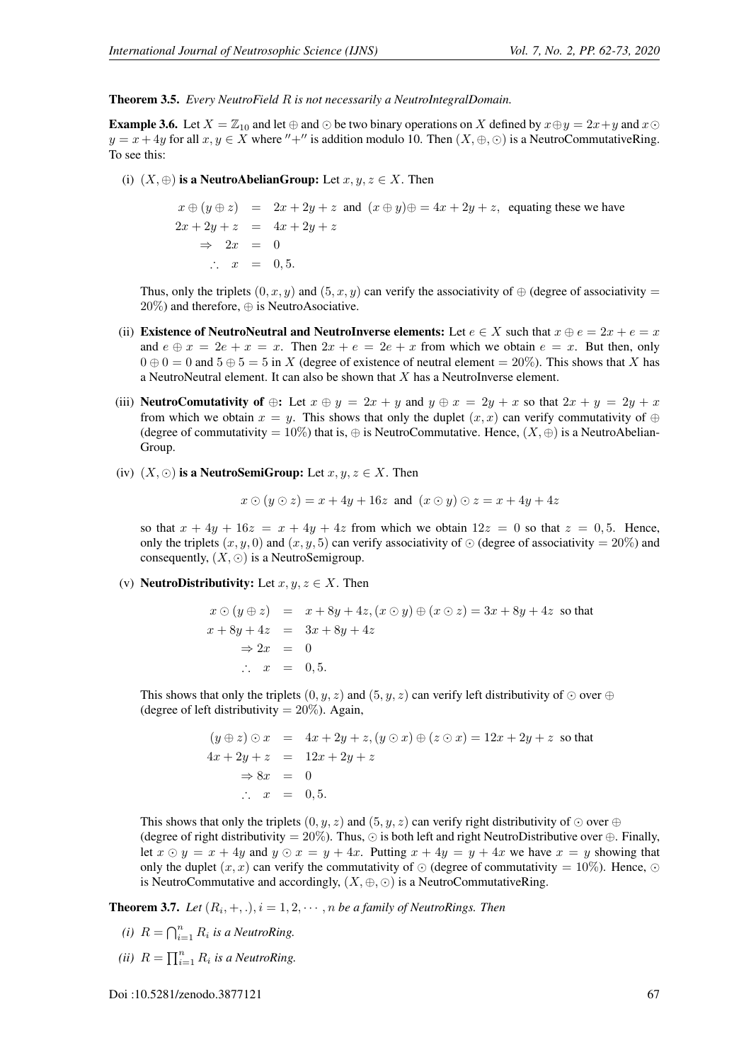**Theorem 3.5.** *Every NeutroField $R$ is not necessarily a NeutroIntegralDomain.*

**Example 3.6.** Let $X = \mathbb{Z}_{10}$ and let $\oplus$ and $\odot$ be two binary operations on $X$ defined by $x \oplus y = 2x + y$ and $x \odot y = x + 4y$ for all $x, y \in X$ where $''+''$ is addition modulo 10. Then $(X, \oplus, \odot)$ is a NeutroCommutativeRing. To see this:

(i) **$(X, \oplus)$ is a NeutroAbelianGroup:** Let $x, y, z \in X$. Then

$$\begin{aligned} x \oplus (y \oplus z) &= 2x + 2y + z \text{ and } (x \oplus y) \oplus = 4x + 2y + z, \text{ equating these we have} \\ 2x + 2y + z &= 4x + 2y + z \\ \Rightarrow \ 2x &= 0 \\ \therefore \ x &= 0, 5. \end{aligned}$$

Thus, only the triplets $(0, x, y)$ and $(5, x, y)$ can verify the associativity of $\oplus$ (degree of associativity $= 20\%$) and therefore, $\oplus$ is NeutroAsociative.

(ii) **Existence of NeutroNeutral and NeutroInverse elements:** Let $e \in X$ such that $x \oplus e = 2x + e = x$ and $e \oplus x = 2e + x = x$. Then $2x + e = 2e + x$ from which we obtain $e = x$. But then, only $0 \oplus 0 = 0$ and $5 \oplus 5 = 5$ in $X$ (degree of existence of neutral element $= 20\%$). This shows that $X$ has a NeutroNeutral element. It can also be shown that $X$ has a NeutroInverse element.

(iii) **NeutroComutativity of $\oplus$:** Let $x \oplus y = 2x + y$ and $y \oplus x = 2y + x$ so that $2x + y = 2y + x$ from which we obtain $x = y$. This shows that only the duplet $(x, x)$ can verify commutativity of $\oplus$ (degree of commutativity $= 10\%$) that is, $\oplus$ is NeutroCommutative. Hence, $(X, \oplus)$ is a NeutroAbelian-Group.

(iv) **$(X, \odot)$ is a NeutroSemiGroup:** Let $x, y, z \in X$. Then

$$x \odot (y \odot z) = x + 4y + 16z \text{ and } (x \odot y) \odot z = x + 4y + 4z$$

so that $x + 4y + 16z = x + 4y + 4z$ from which we obtain $12z = 0$ so that $z = 0, 5$. Hence, only the triplets $(x, y, 0)$ and $(x, y, 5)$ can verify associativity of $\odot$ (degree of associativity $= 20\%$) and consequently, $(X, \odot)$ is a NeutroSemigroup.

(v) **NeutroDistributivity:** Let $x, y, z \in X$. Then

$$\begin{aligned} x \odot (y \oplus z) &= x + 8y + 4z, (x \odot y) \oplus (x \odot z) = 3x + 8y + 4z \text{ so that} \\ x + 8y + 4z &= 3x + 8y + 4z \\ \Rightarrow 2x &= 0 \\ \therefore \ x &= 0, 5. \end{aligned}$$

This shows that only the triplets $(0, y, z)$ and $(5, y, z)$ can verify left distributivity of $\odot$ over $\oplus$ (degree of left distributivity $= 20\%$). Again,

$$\begin{aligned} (y \oplus z) \odot x &= 4x + 2y + z, (y \odot x) \oplus (z \odot x) = 12x + 2y + z \text{ so that} \\ 4x + 2y + z &= 12x + 2y + z \\ \Rightarrow 8x &= 0 \\ \therefore \ x &= 0, 5. \end{aligned}$$

This shows that only the triplets $(0, y, z)$ and $(5, y, z)$ can verify right distributivity of $\odot$ over $\oplus$ (degree of right distributivity $= 20\%$). Thus, $\odot$ is both left and right NeutroDistributive over $\oplus$. Finally, let $x \odot y = x + 4y$ and $y \odot x = y + 4x$. Putting $x + 4y = y + 4x$ we have $x = y$ showing that only the duplet $(x, x)$ can verify the commutativity of $\odot$ (degree of commutativity $= 10\%$). Hence, $\odot$ is NeutroCommutative and accordingly, $(X, \oplus, \odot)$ is a NeutroCommutativeRing.

**Theorem 3.7.** *Let $(R_i, +, .), i = 1, 2, \cdots, n$ be a family of NeutroRings. Then*

*(i)* $R = \bigcap_{i=1}^{n} R_i$ *is a NeutroRing.*

*(ii)* $R = \prod_{i=1}^{n} R_i$ *is a NeutroRing.*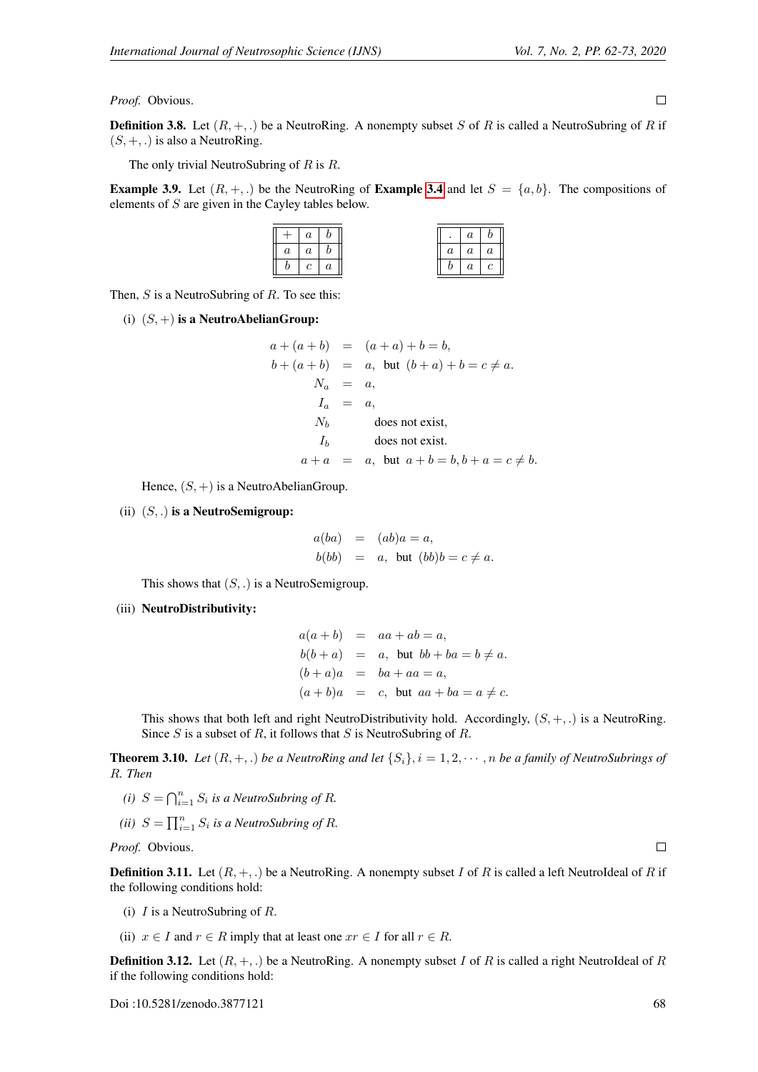*Proof.* Obvious. □

**Definition 3.8.** Let $(R, +, .)$ be a NeutroRing. A nonempty subset $S$ of $R$ is called a NeutroSubring of $R$ if $(S, +, .)$ is also a NeutroRing.

The only trivial NeutroSubring of $R$ is $R$.

**Example 3.9.** Let $(R, +, .)$ be the NeutroRing of **Example 3.4** and let $S = \{a, b\}$. The compositions of elements of $S$ are given in the Cayley tables below.

| $+$ | $a$ | $b$ |
|---|---|---|
| $a$ | $a$ | $b$ |
| $b$ | $c$ | $a$ |

| $.$ | $a$ | $b$ |
|---|---|---|
| $a$ | $a$ | $a$ |
| $b$ | $a$ | $c$ |

Then, $S$ is a NeutroSubring of $R$. To see this:

(i) $(S, +)$ **is a NeutroAbelianGroup:**

$$
\begin{aligned}
a + (a + b) &= (a + a) + b = b, \\
b + (a + b) &= a, \text{ but } (b + a) + b = c \neq a. \\
N_a &= a, \\
I_a &= a, \\
N_b & \quad \text{does not exist}, \\
I_b & \quad \text{does not exist}. \\
a + a &= a, \text{ but } a + b = b, b + a = c \neq b.
\end{aligned}
$$

Hence, $(S, +)$ is a NeutroAbelianGroup.

(ii) $(S, .)$ **is a NeutroSemigroup:**

$$
\begin{aligned}
a(ba) &= (ab)a = a, \\
b(bb) &= a, \text{ but } (bb)b = c \neq a.
\end{aligned}
$$

This shows that $(S, .)$ is a NeutroSemigroup.

(iii) **NeutroDistributivity:**

$$
\begin{aligned}
a(a + b) &= aa + ab = a, \\
b(b + a) &= a, \text{ but } bb + ba = b \neq a. \\
(b + a)a &= ba + aa = a, \\
(a + b)a &= c, \text{ but } aa + ba = a \neq c.
\end{aligned}
$$

This shows that both left and right NeutroDistributivity hold. Accordingly, $(S, +, .)$ is a NeutroRing. Since $S$ is a subset of $R$, it follows that $S$ is NeutroSubring of $R$.

**Theorem 3.10.** *Let $(R, +, .)$ be a NeutroRing and let $\{S_i\}, i = 1, 2, \cdots, n$ be a family of NeutroSubrings of $R$. Then*

*(i) $S = \bigcap_{i=1}^{n} S_i$ is a NeutroSubring of $R$.*

*(ii) $S = \prod_{i=1}^{n} S_i$ is a NeutroSubring of $R$.*

*Proof.* Obvious. □

**Definition 3.11.** Let $(R, +, .)$ be a NeutroRing. A nonempty subset $I$ of $R$ is called a left NeutroIdeal of $R$ if the following conditions hold:

(i) $I$ is a NeutroSubring of $R$.

(ii) $x \in I$ and $r \in R$ imply that at least one $xr \in I$ for all $r \in R$.

**Definition 3.12.** Let $(R, +, .)$ be a NeutroRing. A nonempty subset $I$ of $R$ is called a right NeutroIdeal of $R$ if the following conditions hold: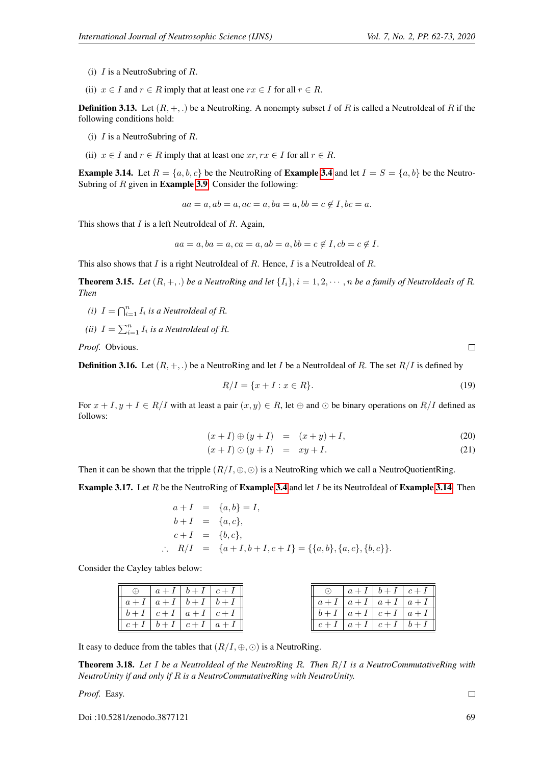(i) $I$ is a NeutroSubring of $R$.

(ii) $x \in I$ and $r \in R$ imply that at least one $rx \in I$ for all $r \in R$.

**Definition 3.13.** Let $(R, +, .)$ be a NeutroRing. A nonempty subset $I$ of $R$ is called a NeutroIdeal of $R$ if the following conditions hold:

(i) $I$ is a NeutroSubring of $R$.

(ii) $x \in I$ and $r \in R$ imply that at least one $xr, rx \in I$ for all $r \in R$.

**Example 3.14.** Let $R = \{a, b, c\}$ be the NeutroRing of **Example 3.4** and let $I = S = \{a, b\}$ be the NeutroSubring of $R$ given in **Example 3.9**. Consider the following:

$$aa = a, ab = a, ac = a, ba = a, bb = c \notin I, bc = a.$$

This shows that $I$ is a left NeutroIdeal of $R$. Again,

$$aa = a, ba = a, ca = a, ab = a, bb = c \notin I, cb = c \notin I.$$

This also shows that $I$ is a right NeutroIdeal of $R$. Hence, $I$ is a NeutroIdeal of $R$.

**Theorem 3.15.** *Let $(R, +, .)$ be a NeutroRing and let $\{I_i\}, i = 1, 2, \cdots, n$ be a family of NeutroIdeals of $R$. Then*

*(i) $I = \bigcap_{i=1}^{n} I_i$ is a NeutroIdeal of $R$.*

*(ii) $I = \sum_{i=1}^{n} I_i$ is a NeutroIdeal of $R$.*

*Proof.* Obvious. □

**Definition 3.16.** Let $(R, +, .)$ be a NeutroRing and let $I$ be a NeutroIdeal of $R$. The set $R/I$ is defined by

$$R/I = \{x + I : x \in R\}. \tag{19}$$

For $x + I, y + I \in R/I$ with at least a pair $(x, y) \in R$, let $\oplus$ and $\odot$ be binary operations on $R/I$ defined as follows:

$$(x + I) \oplus (y + I) = (x + y) + I, \tag{20}$$
$$(x + I) \odot (y + I) = xy + I. \tag{21}$$

Then it can be shown that the tripple $(R/I, \oplus, \odot)$ is a NeutroRing which we call a NeutroQuotientRing.

**Example 3.17.** Let $R$ be the NeutroRing of **Example 3.4** and let $I$ be its NeutroIdeal of **Example 3.14**. Then

$$\begin{aligned}
a + I &= \{a, b\} = I, \\
b + I &= \{a, c\}, \\
c + I &= \{b, c\}, \\
\therefore \quad R/I &= \{a + I, b + I, c + I\} = \{\{a, b\}, \{a, c\}, \{b, c\}\}.
\end{aligned}$$

Consider the Cayley tables below:

| $\oplus$ | $a+I$ | $b+I$ | $c+I$ |
|---|---|---|---|
| $a+I$ | $a+I$ | $b+I$ | $b+I$ |
| $b+I$ | $c+I$ | $a+I$ | $c+I$ |
| $c+I$ | $b+I$ | $c+I$ | $a+I$ |

| $\odot$ | $a+I$ | $b+I$ | $c+I$ |
|---|---|---|---|
| $a+I$ | $a+I$ | $a+I$ | $a+I$ |
| $b+I$ | $a+I$ | $c+I$ | $a+I$ |
| $c+I$ | $a+I$ | $c+I$ | $b+I$ |

It easy to deduce from the tables that $(R/I, \oplus, \odot)$ is a NeutroRing.

**Theorem 3.18.** *Let $I$ be a NeutroIdeal of the NeutroRing $R$. Then $R/I$ is a NeutroCommutativeRing with NeutroUnity if and only if $R$ is a NeutroCommutativeRing with NeutroUnity.*

*Proof.* Easy. □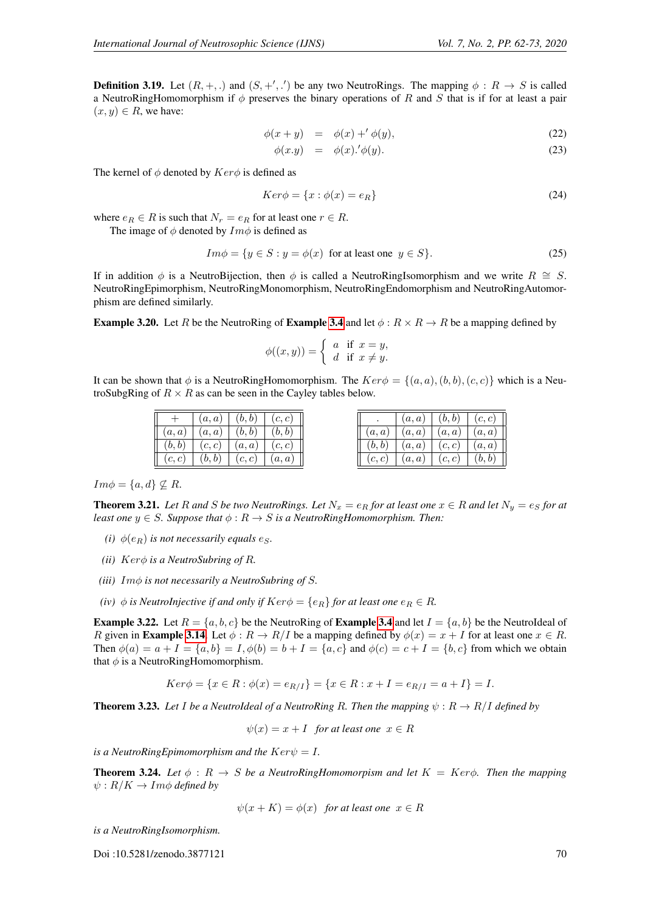**Definition 3.19.** Let $(R, +, .)$ and $(S, +', .')$ be any two NeutroRings. The mapping $\phi : R \to S$ is called a NeutroRingHomomorphism if $\phi$ preserves the binary operations of $R$ and $S$ that is if for at least a pair $(x, y) \in R$, we have:

$$\phi(x + y) = \phi(x) +' \phi(y), \tag{22}$$

$$\phi(x.y) = \phi(x).'\phi(y). \tag{23}$$

The kernel of $\phi$ denoted by $Ker\phi$ is defined as

$$Ker\phi = \{x : \phi(x) = e_R\} \tag{24}$$

where $e_R \in R$ is such that $N_r = e_R$ for at least one $r \in R$.

The image of $\phi$ denoted by $Im\phi$ is defined as

$$Im\phi = \{y \in S : y = \phi(x) \text{ for at least one } y \in S\}. \tag{25}$$

If in addition $\phi$ is a NeutroBijection, then $\phi$ is called a NeutroRingIsomorphism and we write $R \cong S$. NeutroRingEpimorphism, NeutroRingMonomorphism, NeutroRingEndomorphism and NeutroRingAutomorphism are defined similarly.

**Example 3.20.** Let $R$ be the NeutroRing of **Example 3.4** and let $\phi : R \times R \to R$ be a mapping defined by

$$\phi((x, y)) = \begin{cases} a & \text{if } x = y, \\ d & \text{if } x \neq y. \end{cases}$$

It can be shown that $\phi$ is a NeutroRingHomomorphism. The $Ker\phi = \{(a, a), (b, b), (c, c)\}$ which is a NeutroSubgRing of $R \times R$ as can be seen in the Cayley tables below.

| $+$ | $(a, a)$ | $(b, b)$ | $(c, c)$ |
|---|---|---|---|
| $(a, a)$ | $(a, a)$ | $(b, b)$ | $(b, b)$ |
| $(b, b)$ | $(c, c)$ | $(a, a)$ | $(c, c)$ |
| $(c, c)$ | $(b, b)$ | $(c, c)$ | $(a, a)$ |

| $.$ | $(a, a)$ | $(b, b)$ | $(c, c)$ |
|---|---|---|---|
| $(a, a)$ | $(a, a)$ | $(a, a)$ | $(a, a)$ |
| $(b, b)$ | $(a, a)$ | $(c, c)$ | $(a, a)$ |
| $(c, c)$ | $(a, a)$ | $(c, c)$ | $(b, b)$ |

$Im\phi = \{a, d\} \not\subseteq R$.

**Theorem 3.21.** *Let $R$ and $S$ be two NeutroRings. Let $N_x = e_R$ for at least one $x \in R$ and let $N_y = e_S$ for at least one $y \in S$. Suppose that $\phi : R \to S$ is a NeutroRingHomomorphism. Then:*

*(i) $\phi(e_R)$ is not necessarily equals $e_S$.*

*(ii) $Ker\phi$ is a NeutroSubring of $R$.*

*(iii) $Im\phi$ is not necessarily a NeutroSubring of $S$.*

*(iv) $\phi$ is NeutroInjective if and only if $Ker\phi = \{e_R\}$ for at least one $e_R \in R$.*

**Example 3.22.** Let $R = \{a, b, c\}$ be the NeutroRing of **Example 3.4** and let $I = \{a, b\}$ be the NeutroIdeal of $R$ given in **Example 3.14**. Let $\phi : R \to R/I$ be a mapping defined by $\phi(x) = x + I$ for at least one $x \in R$. Then $\phi(a) = a + I = \{a, b\} = I, \phi(b) = b + I = \{a, c\}$ and $\phi(c) = c + I = \{b, c\}$ from which we obtain that $\phi$ is a NeutroRingHomomorphism.

$$Ker\phi = \{x \in R : \phi(x) = e_{R/I}\} = \{x \in R : x + I = e_{R/I} = a + I\} = I.$$

**Theorem 3.23.** *Let $I$ be a NeutroIdeal of a NeutroRing $R$. Then the mapping $\psi : R \to R/I$ defined by*

$$\psi(x) = x + I \ \text{ for at least one } \ x \in R$$

*is a NeutroRingEpimomorphism and the $Ker\psi = I$.*

**Theorem 3.24.** *Let $\phi : R \to S$ be a NeutroRingHomomorpism and let $K = Ker\phi$. Then the mapping $\psi : R/K \to Im\phi$ defined by*

$$\psi(x + K) = \phi(x) \ \text{ for at least one } \ x \in R$$

*is a NeutroRingIsomorphism.*

Doi :10.5281/zenodo.3877121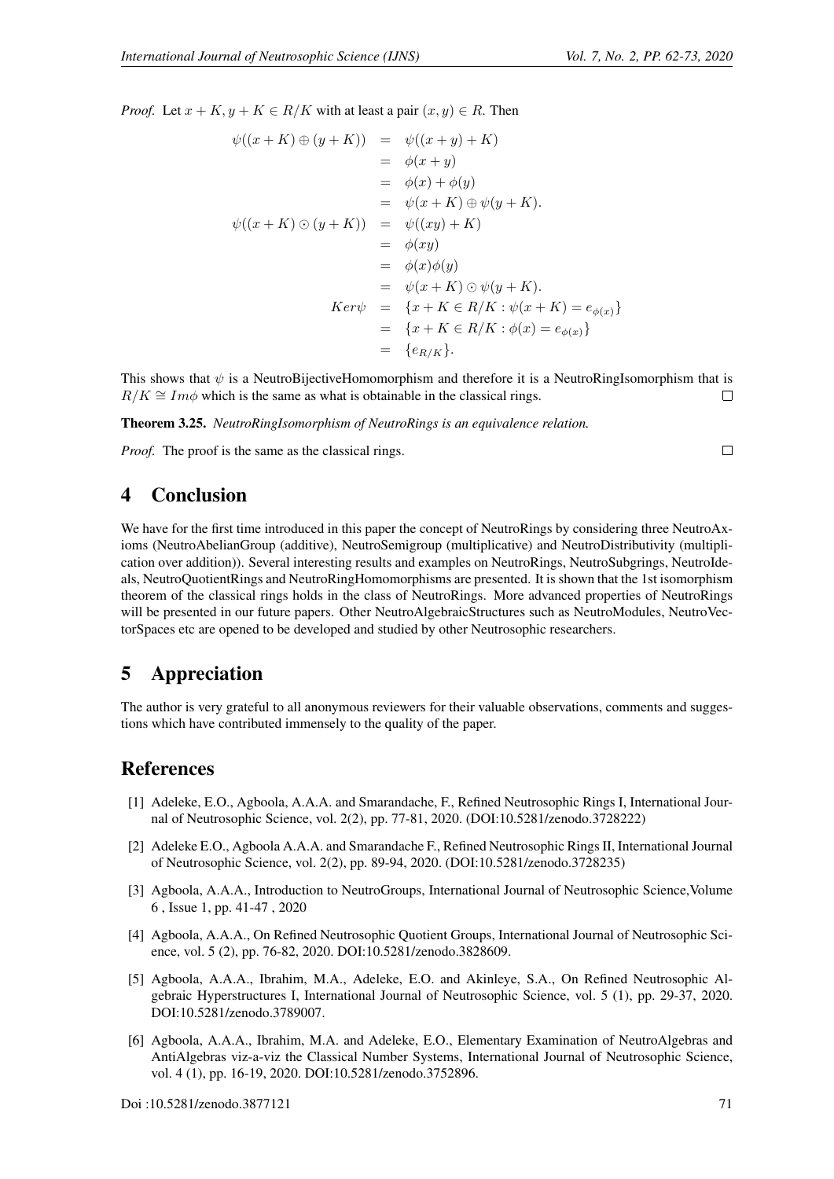*Proof.* Let $x + K, y + K \in R/K$ with at least a pair $(x, y) \in R$. Then

$$
\begin{aligned}
\psi((x + K) \oplus (y + K)) &= \psi((x + y) + K) \\
&= \phi(x + y) \\
&= \phi(x) + \phi(y) \\
&= \psi(x + K) \oplus \psi(y + K). \\
\psi((x + K) \odot (y + K)) &= \psi((xy) + K) \\
&= \phi(xy) \\
&= \phi(x)\phi(y) \\
&= \psi(x + K) \odot \psi(y + K). \\
Ker\psi &= \{x + K \in R/K : \psi(x + K) = e_{\phi(x)}\} \\
&= \{x + K \in R/K : \phi(x) = e_{\phi(x)}\} \\
&= \{e_{R/K}\}.
\end{aligned}
$$

This shows that $\psi$ is a NeutroBijectiveHomomorphism and therefore it is a NeutroRingIsomorphism that is $R/K \cong Im\phi$ which is the same as what is obtainable in the classical rings. □

**Theorem 3.25.** *NeutroRingIsomorphism of NeutroRings is an equivalence relation.*

*Proof.* The proof is the same as the classical rings. □

## 4 Conclusion

We have for the first time introduced in this paper the concept of NeutroRings by considering three NeutroAxioms (NeutroAbelianGroup (additive), NeutroSemigroup (multiplicative) and NeutroDistributivity (multiplication over addition)). Several interesting results and examples on NeutroRings, NeutroSubgrings, NeutroIdeals, NeutroQuotientRings and NeutroRingHomomorphisms are presented. It is shown that the 1st isomorphism theorem of the classical rings holds in the class of NeutroRings. More advanced properties of NeutroRings will be presented in our future papers. Other NeutroAlgebraicStructures such as NeutroModules, NeutroVectorSpaces etc are opened to be developed and studied by other Neutrosophic researchers.

## 5 Appreciation

The author is very grateful to all anonymous reviewers for their valuable observations, comments and suggestions which have contributed immensely to the quality of the paper.

## References

[1] Adeleke, E.O., Agboola, A.A.A. and Smarandache, F., Refined Neutrosophic Rings I, International Journal of Neutrosophic Science, vol. 2(2), pp. 77-81, 2020. (DOI:10.5281/zenodo.3728222)

[2] Adeleke E.O., Agboola A.A.A. and Smarandache F., Refined Neutrosophic Rings II, International Journal of Neutrosophic Science, vol. 2(2), pp. 89-94, 2020. (DOI:10.5281/zenodo.3728235)

[3] Agboola, A.A.A., Introduction to NeutroGroups, International Journal of Neutrosophic Science,Volume 6 , Issue 1, pp. 41-47 , 2020

[4] Agboola, A.A.A., On Refined Neutrosophic Quotient Groups, International Journal of Neutrosophic Science, vol. 5 (2), pp. 76-82, 2020. DOI:10.5281/zenodo.3828609.

[5] Agboola, A.A.A., Ibrahim, M.A., Adeleke, E.O. and Akinleye, S.A., On Refined Neutrosophic Algebraic Hyperstructures I, International Journal of Neutrosophic Science, vol. 5 (1), pp. 29-37, 2020. DOI:10.5281/zenodo.3789007.

[6] Agboola, A.A.A., Ibrahim, M.A. and Adeleke, E.O., Elementary Examination of NeutroAlgebras and AntiAlgebras viz-a-viz the Classical Number Systems, International Journal of Neutrosophic Science, vol. 4 (1), pp. 16-19, 2020. DOI:10.5281/zenodo.3752896.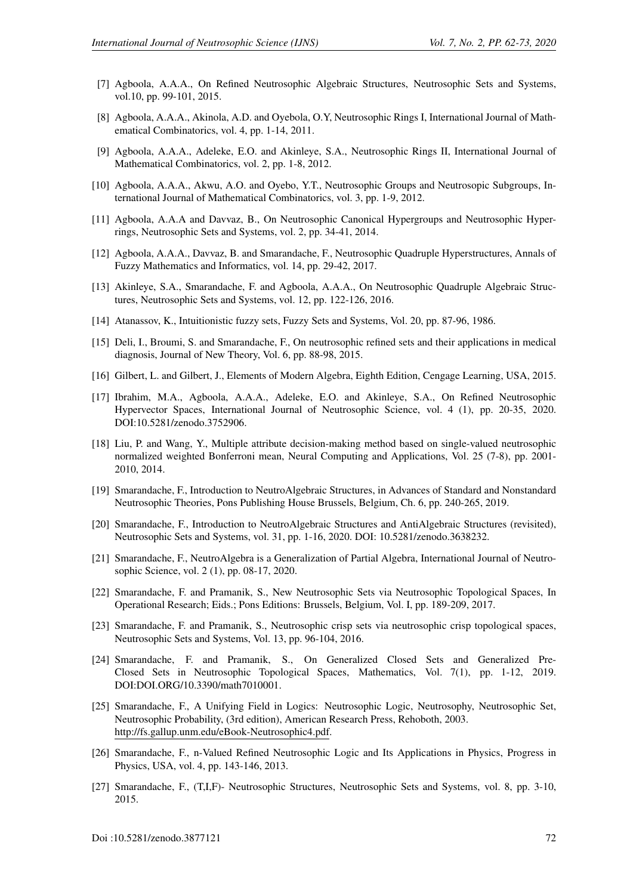[7] Agboola, A.A.A., On Refined Neutrosophic Algebraic Structures, Neutrosophic Sets and Systems, vol.10, pp. 99-101, 2015.

[8] Agboola, A.A.A., Akinola, A.D. and Oyebola, O.Y, Neutrosophic Rings I, International Journal of Mathematical Combinatorics, vol. 4, pp. 1-14, 2011.

[9] Agboola, A.A.A., Adeleke, E.O. and Akinleye, S.A., Neutrosophic Rings II, International Journal of Mathematical Combinatorics, vol. 2, pp. 1-8, 2012.

[10] Agboola, A.A.A., Akwu, A.O. and Oyebo, Y.T., Neutrosophic Groups and Neutrosopic Subgroups, International Journal of Mathematical Combinatorics, vol. 3, pp. 1-9, 2012.

[11] Agboola, A.A.A and Davvaz, B., On Neutrosophic Canonical Hypergroups and Neutrosophic Hyperrings, Neutrosophic Sets and Systems, vol. 2, pp. 34-41, 2014.

[12] Agboola, A.A.A., Davvaz, B. and Smarandache, F., Neutrosophic Quadruple Hyperstructures, Annals of Fuzzy Mathematics and Informatics, vol. 14, pp. 29-42, 2017.

[13] Akinleye, S.A., Smarandache, F. and Agboola, A.A.A., On Neutrosophic Quadruple Algebraic Structures, Neutrosophic Sets and Systems, vol. 12, pp. 122-126, 2016.

[14] Atanassov, K., Intuitionistic fuzzy sets, Fuzzy Sets and Systems, Vol. 20, pp. 87-96, 1986.

[15] Deli, I., Broumi, S. and Smarandache, F., On neutrosophic refined sets and their applications in medical diagnosis, Journal of New Theory, Vol. 6, pp. 88-98, 2015.

[16] Gilbert, L. and Gilbert, J., Elements of Modern Algebra, Eighth Edition, Cengage Learning, USA, 2015.

[17] Ibrahim, M.A., Agboola, A.A.A., Adeleke, E.O. and Akinleye, S.A., On Refined Neutrosophic Hypervector Spaces, International Journal of Neutrosophic Science, vol. 4 (1), pp. 20-35, 2020. DOI:10.5281/zenodo.3752906.

[18] Liu, P. and Wang, Y., Multiple attribute decision-making method based on single-valued neutrosophic normalized weighted Bonferroni mean, Neural Computing and Applications, Vol. 25 (7-8), pp. 2001-2010, 2014.

[19] Smarandache, F., Introduction to NeutroAlgebraic Structures, in Advances of Standard and Nonstandard Neutrosophic Theories, Pons Publishing House Brussels, Belgium, Ch. 6, pp. 240-265, 2019.

[20] Smarandache, F., Introduction to NeutroAlgebraic Structures and AntiAlgebraic Structures (revisited), Neutrosophic Sets and Systems, vol. 31, pp. 1-16, 2020. DOI: 10.5281/zenodo.3638232.

[21] Smarandache, F., NeutroAlgebra is a Generalization of Partial Algebra, International Journal of Neutrosophic Science, vol. 2 (1), pp. 08-17, 2020.

[22] Smarandache, F. and Pramanik, S., New Neutrosophic Sets via Neutrosophic Topological Spaces, In Operational Research; Eids.; Pons Editions: Brussels, Belgium, Vol. I, pp. 189-209, 2017.

[23] Smarandache, F. and Pramanik, S., Neutrosophic crisp sets via neutrosophic crisp topological spaces, Neutrosophic Sets and Systems, Vol. 13, pp. 96-104, 2016.

[24] Smarandache, F. and Pramanik, S., On Generalized Closed Sets and Generalized Pre-Closed Sets in Neutrosophic Topological Spaces, Mathematics, Vol. 7(1), pp. 1-12, 2019. DOI:DOI.ORG/10.3390/math7010001.

[25] Smarandache, F., A Unifying Field in Logics: Neutrosophic Logic, Neutrosophy, Neutrosophic Set, Neutrosophic Probability, (3rd edition), American Research Press, Rehoboth, 2003. http://fs.gallup.unm.edu/eBook-Neutrosophic4.pdf.

[26] Smarandache, F., n-Valued Refined Neutrosophic Logic and Its Applications in Physics, Progress in Physics, USA, vol. 4, pp. 143-146, 2013.

[27] Smarandache, F., (T,I,F)- Neutrosophic Structures, Neutrosophic Sets and Systems, vol. 8, pp. 3-10, 2015.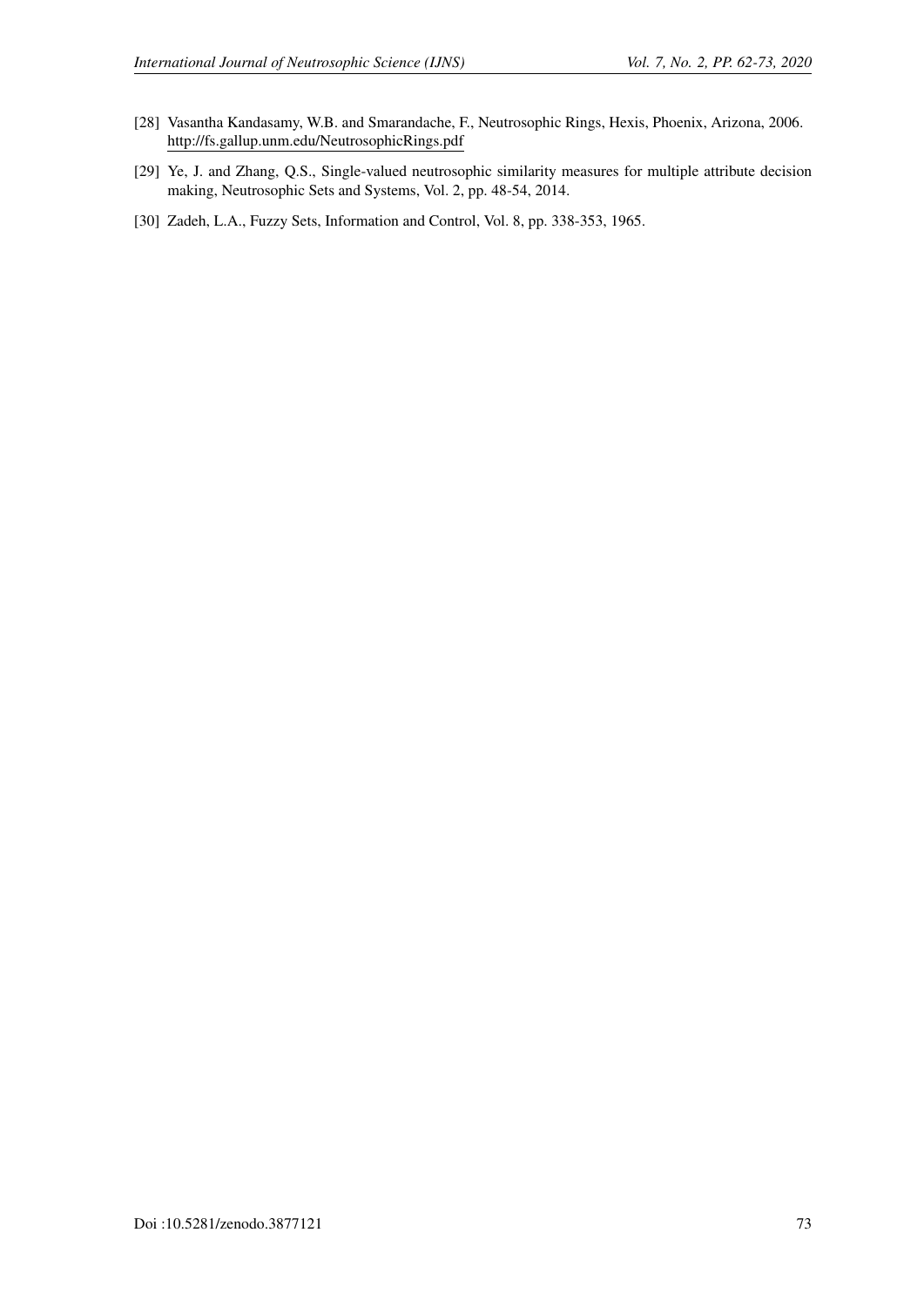[28] Vasantha Kandasamy, W.B. and Smarandache, F., Neutrosophic Rings, Hexis, Phoenix, Arizona, 2006. http://fs.gallup.unm.edu/NeutrosophicRings.pdf

[29] Ye, J. and Zhang, Q.S., Single-valued neutrosophic similarity measures for multiple attribute decision making, Neutrosophic Sets and Systems, Vol. 2, pp. 48-54, 2014.

[30] Zadeh, L.A., Fuzzy Sets, Information and Control, Vol. 8, pp. 338-353, 1965.